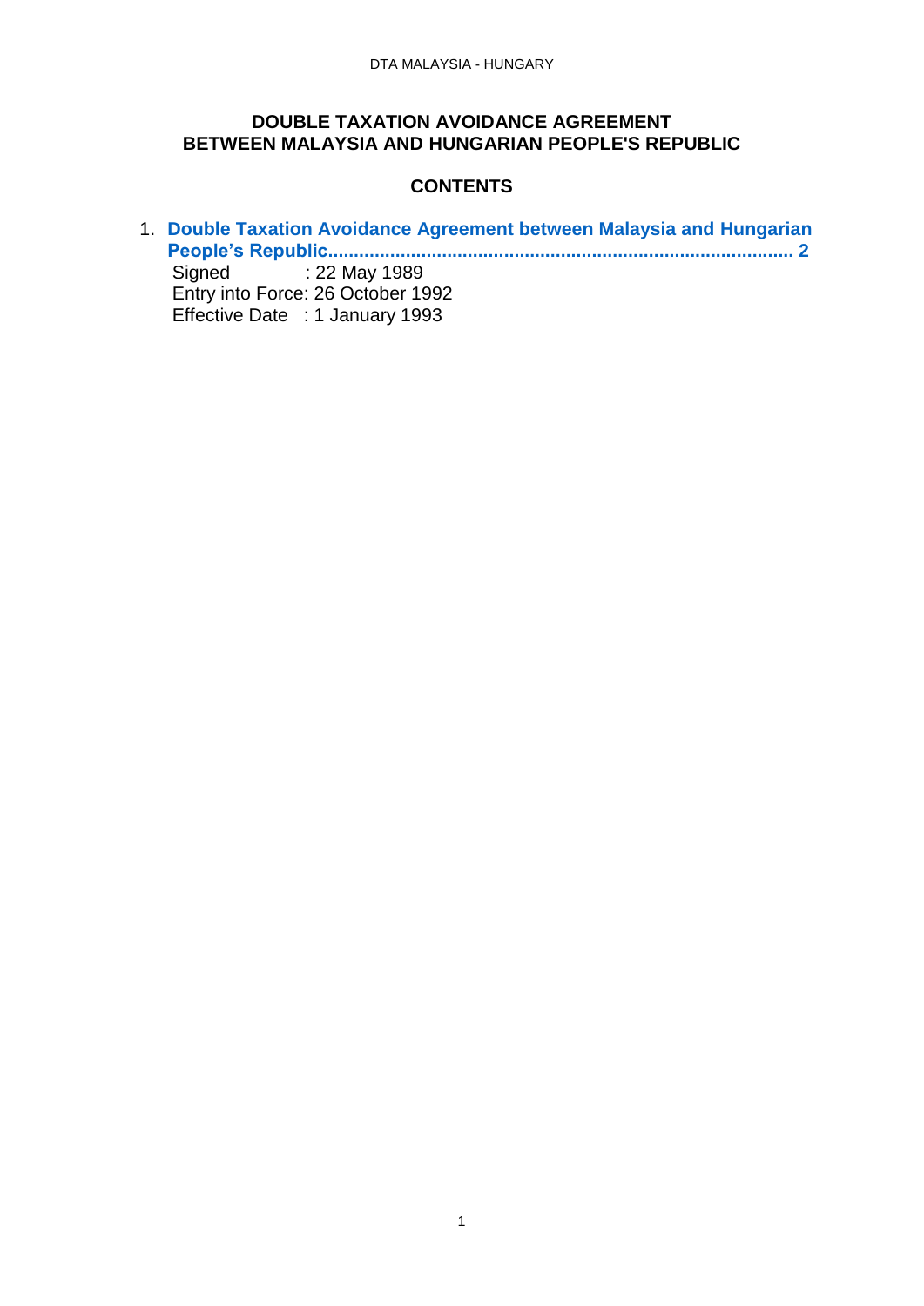# DOUBLE TAXATION AVOIDANCE AGREEMENT BETWEEN MALAYSIA AND HUNGARIAN PEOPLE'S REPUBLIC

## CONTENTS

1. **Double Taxation Avoidance Agreement between Malaysia and Hungarian People's Republic........................................................................................ 2**
   Signed : 22 May 1989
   Entry into Force: 26 October 1992
   Effective Date : 1 January 1993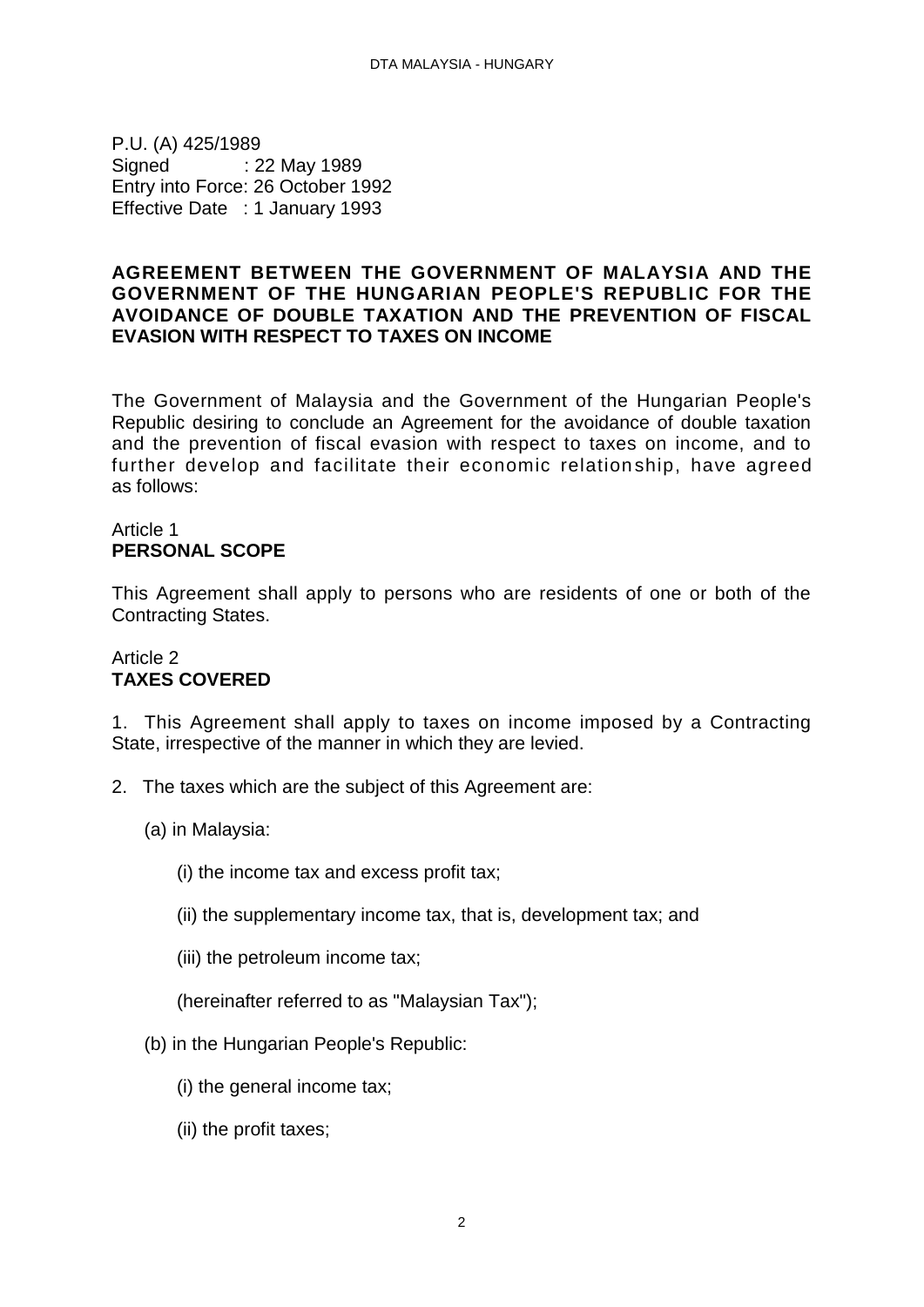P.U. (A) 425/1989
Signed : 22 May 1989
Entry into Force: 26 October 1992
Effective Date : 1 January 1993

**AGREEMENT BETWEEN THE GOVERNMENT OF MALAYSIA AND THE GOVERNMENT OF THE HUNGARIAN PEOPLE'S REPUBLIC FOR THE AVOIDANCE OF DOUBLE TAXATION AND THE PREVENTION OF FISCAL EVASION WITH RESPECT TO TAXES ON INCOME**

The Government of Malaysia and the Government of the Hungarian People's Republic desiring to conclude an Agreement for the avoidance of double taxation and the prevention of fiscal evasion with respect to taxes on income, and to further develop and facilitate their economic relationship, have agreed as follows:

Article 1
**PERSONAL SCOPE**

This Agreement shall apply to persons who are residents of one or both of the Contracting States.

Article 2
**TAXES COVERED**

1. This Agreement shall apply to taxes on income imposed by a Contracting State, irrespective of the manner in which they are levied.

2. The taxes which are the subject of this Agreement are:

(a) in Malaysia:

(i) the income tax and excess profit tax;

(ii) the supplementary income tax, that is, development tax; and

(iii) the petroleum income tax;

(hereinafter referred to as "Malaysian Tax");

(b) in the Hungarian People's Republic:

(i) the general income tax;

(ii) the profit taxes;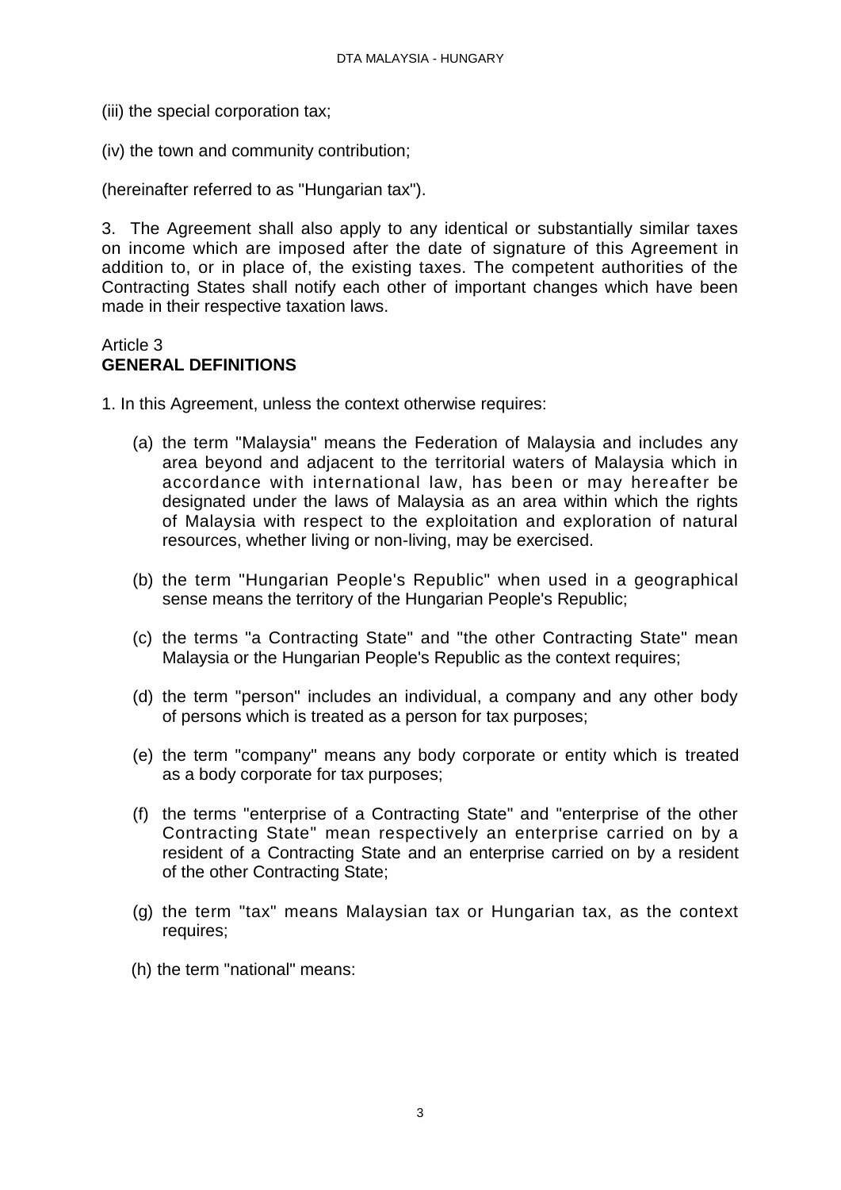(iii) the special corporation tax;

(iv) the town and community contribution;

(hereinafter referred to as "Hungarian tax").

3. The Agreement shall also apply to any identical or substantially similar taxes on income which are imposed after the date of signature of this Agreement in addition to, or in place of, the existing taxes. The competent authorities of the Contracting States shall notify each other of important changes which have been made in their respective taxation laws.

Article 3
**GENERAL DEFINITIONS**

1. In this Agreement, unless the context otherwise requires:

   (a) the term "Malaysia" means the Federation of Malaysia and includes any area beyond and adjacent to the territorial waters of Malaysia which in accordance with international law, has been or may hereafter be designated under the laws of Malaysia as an area within which the rights of Malaysia with respect to the exploitation and exploration of natural resources, whether living or non-living, may be exercised.

   (b) the term "Hungarian People's Republic" when used in a geographical sense means the territory of the Hungarian People's Republic;

   (c) the terms "a Contracting State" and "the other Contracting State" mean Malaysia or the Hungarian People's Republic as the context requires;

   (d) the term "person" includes an individual, a company and any other body of persons which is treated as a person for tax purposes;

   (e) the term "company" means any body corporate or entity which is treated as a body corporate for tax purposes;

   (f) the terms "enterprise of a Contracting State" and "enterprise of the other Contracting State" mean respectively an enterprise carried on by a resident of a Contracting State and an enterprise carried on by a resident of the other Contracting State;

   (g) the term "tax" means Malaysian tax or Hungarian tax, as the context requires;

   (h) the term "national" means: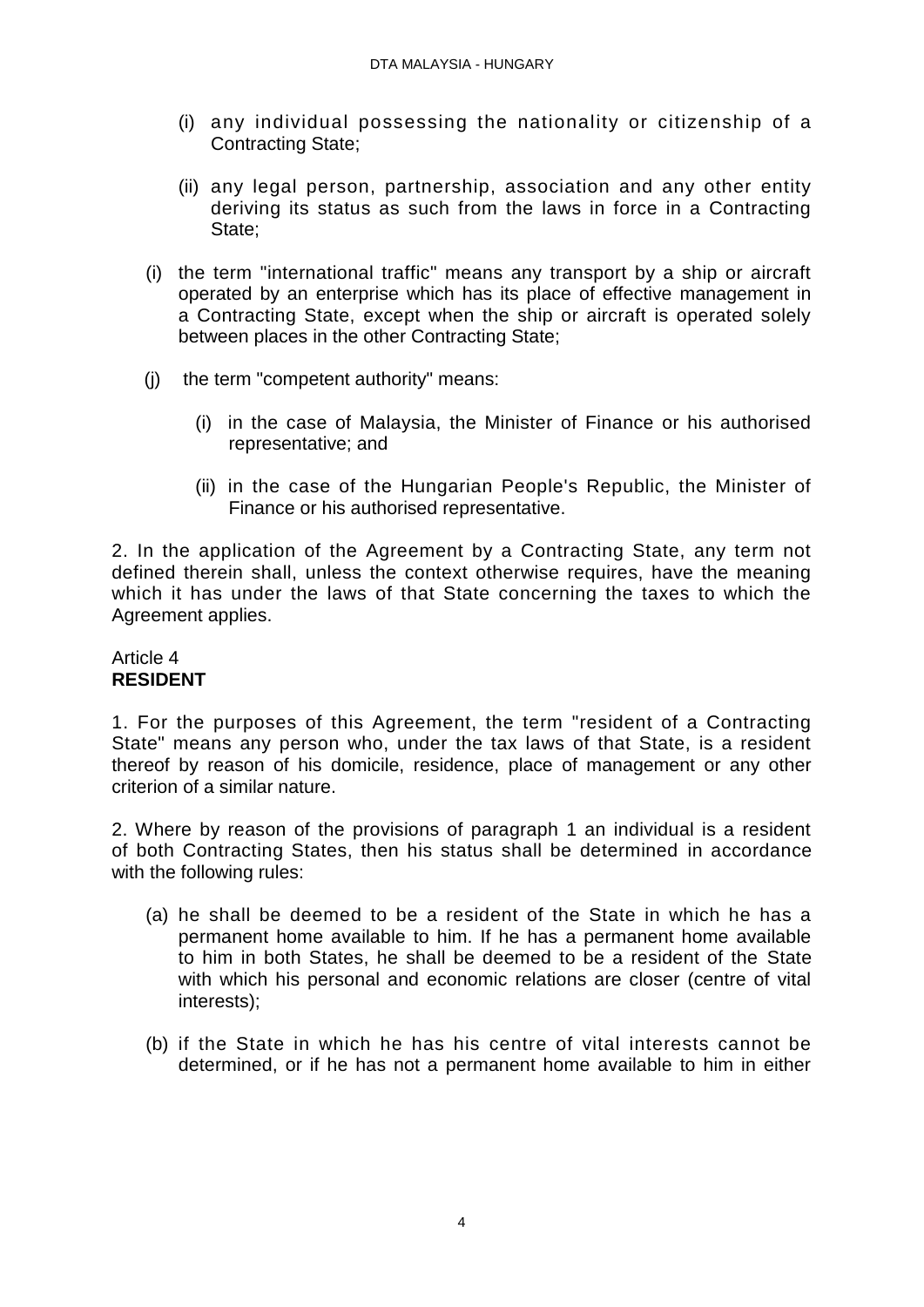(i) any individual possessing the nationality or citizenship of a Contracting State;

(ii) any legal person, partnership, association and any other entity deriving its status as such from the laws in force in a Contracting State;

(i) the term "international traffic" means any transport by a ship or aircraft operated by an enterprise which has its place of effective management in a Contracting State, except when the ship or aircraft is operated solely between places in the other Contracting State;

(j) the term "competent authority" means:

(i) in the case of Malaysia, the Minister of Finance or his authorised representative; and

(ii) in the case of the Hungarian People's Republic, the Minister of Finance or his authorised representative.

2. In the application of the Agreement by a Contracting State, any term not defined therein shall, unless the context otherwise requires, have the meaning which it has under the laws of that State concerning the taxes to which the Agreement applies.

Article 4
**RESIDENT**

1. For the purposes of this Agreement, the term "resident of a Contracting State" means any person who, under the tax laws of that State, is a resident thereof by reason of his domicile, residence, place of management or any other criterion of a similar nature.

2. Where by reason of the provisions of paragraph 1 an individual is a resident of both Contracting States, then his status shall be determined in accordance with the following rules:

(a) he shall be deemed to be a resident of the State in which he has a permanent home available to him. If he has a permanent home available to him in both States, he shall be deemed to be a resident of the State with which his personal and economic relations are closer (centre of vital interests);

(b) if the State in which he has his centre of vital interests cannot be determined, or if he has not a permanent home available to him in either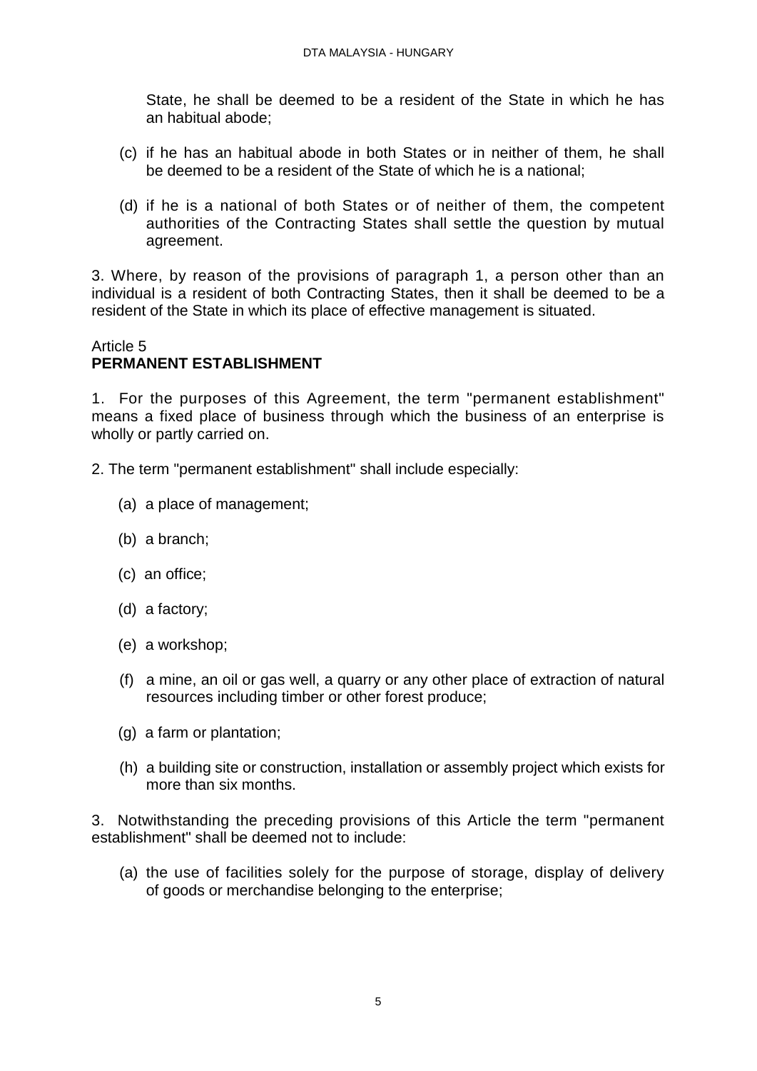State, he shall be deemed to be a resident of the State in which he has an habitual abode;

(c) if he has an habitual abode in both States or in neither of them, he shall be deemed to be a resident of the State of which he is a national;

(d) if he is a national of both States or of neither of them, the competent authorities of the Contracting States shall settle the question by mutual agreement.

3. Where, by reason of the provisions of paragraph 1, a person other than an individual is a resident of both Contracting States, then it shall be deemed to be a resident of the State in which its place of effective management is situated.

## Article 5
## **PERMANENT ESTABLISHMENT**

1. For the purposes of this Agreement, the term "permanent establishment" means a fixed place of business through which the business of an enterprise is wholly or partly carried on.

2. The term "permanent establishment" shall include especially:

(a) a place of management;

(b) a branch;

(c) an office;

(d) a factory;

(e) a workshop;

(f) a mine, an oil or gas well, a quarry or any other place of extraction of natural resources including timber or other forest produce;

(g) a farm or plantation;

(h) a building site or construction, installation or assembly project which exists for more than six months.

3. Notwithstanding the preceding provisions of this Article the term "permanent establishment" shall be deemed not to include:

(a) the use of facilities solely for the purpose of storage, display of delivery of goods or merchandise belonging to the enterprise;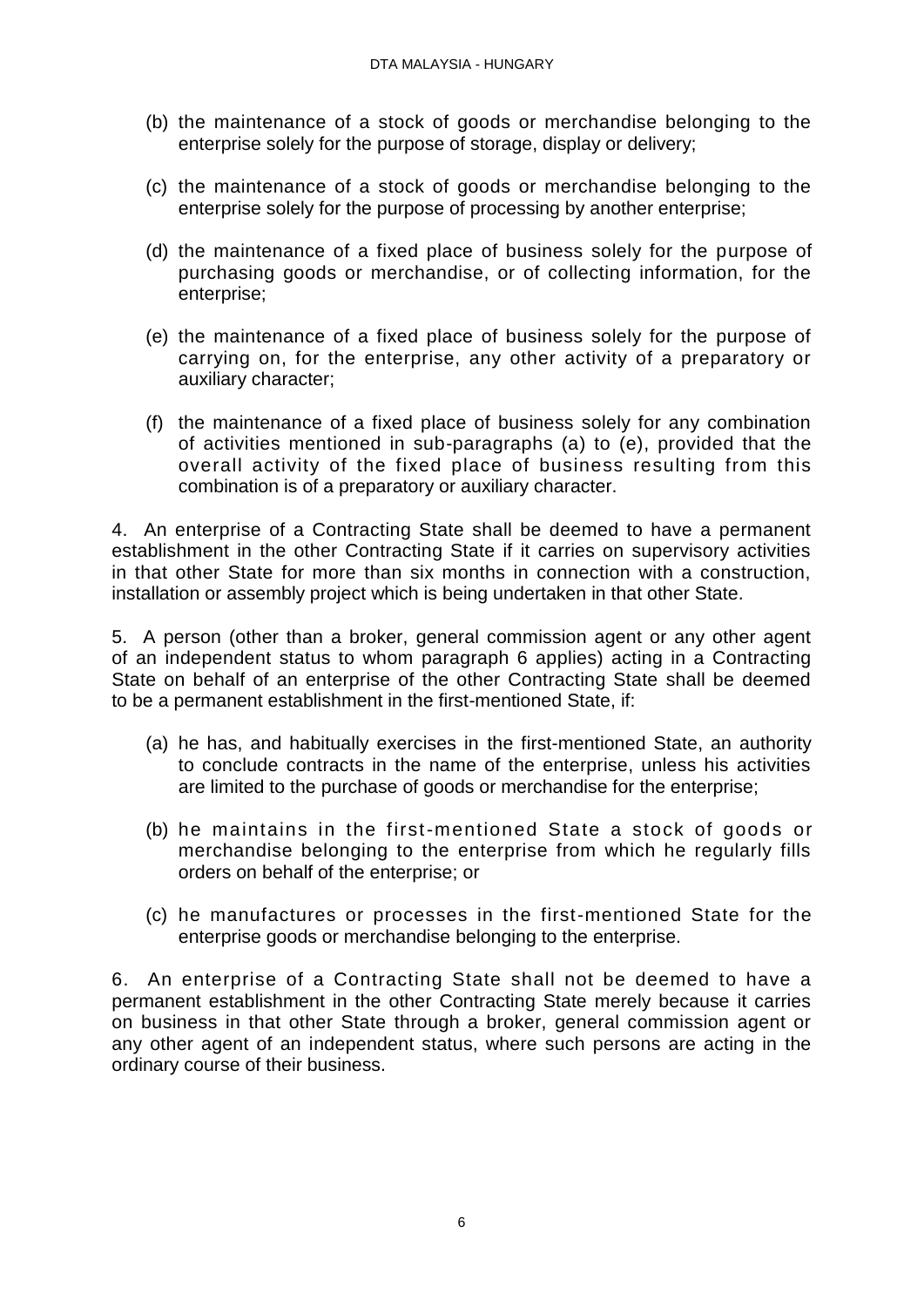(b) the maintenance of a stock of goods or merchandise belonging to the enterprise solely for the purpose of storage, display or delivery;

(c) the maintenance of a stock of goods or merchandise belonging to the enterprise solely for the purpose of processing by another enterprise;

(d) the maintenance of a fixed place of business solely for the purpose of purchasing goods or merchandise, or of collecting information, for the enterprise;

(e) the maintenance of a fixed place of business solely for the purpose of carrying on, for the enterprise, any other activity of a preparatory or auxiliary character;

(f) the maintenance of a fixed place of business solely for any combination of activities mentioned in sub-paragraphs (a) to (e), provided that the overall activity of the fixed place of business resulting from this combination is of a preparatory or auxiliary character.

4. An enterprise of a Contracting State shall be deemed to have a permanent establishment in the other Contracting State if it carries on supervisory activities in that other State for more than six months in connection with a construction, installation or assembly project which is being undertaken in that other State.

5. A person (other than a broker, general commission agent or any other agent of an independent status to whom paragraph 6 applies) acting in a Contracting State on behalf of an enterprise of the other Contracting State shall be deemed to be a permanent establishment in the first-mentioned State, if:

(a) he has, and habitually exercises in the first-mentioned State, an authority to conclude contracts in the name of the enterprise, unless his activities are limited to the purchase of goods or merchandise for the enterprise;

(b) he maintains in the first-mentioned State a stock of goods or merchandise belonging to the enterprise from which he regularly fills orders on behalf of the enterprise; or

(c) he manufactures or processes in the first-mentioned State for the enterprise goods or merchandise belonging to the enterprise.

6. An enterprise of a Contracting State shall not be deemed to have a permanent establishment in the other Contracting State merely because it carries on business in that other State through a broker, general commission agent or any other agent of an independent status, where such persons are acting in the ordinary course of their business.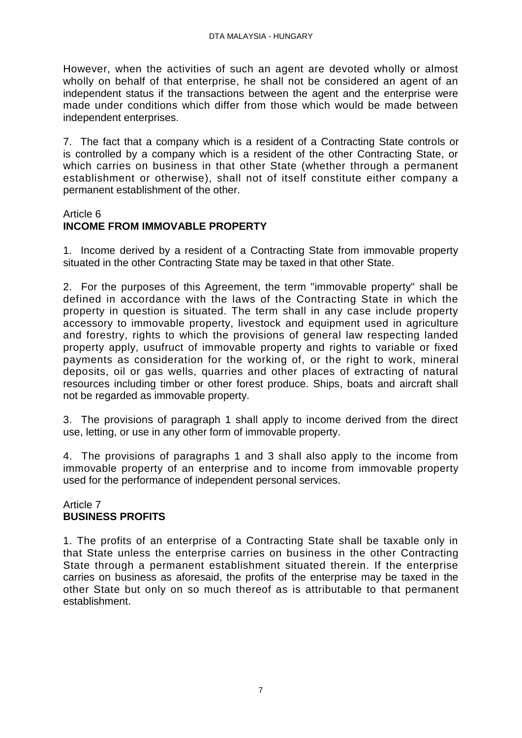However, when the activities of such an agent are devoted wholly or almost wholly on behalf of that enterprise, he shall not be considered an agent of an independent status if the transactions between the agent and the enterprise were made under conditions which differ from those which would be made between independent enterprises.

7. The fact that a company which is a resident of a Contracting State controls or is controlled by a company which is a resident of the other Contracting State, or which carries on business in that other State (whether through a permanent establishment or otherwise), shall not of itself constitute either company a permanent establishment of the other.

## Article 6
## **INCOME FROM IMMOVABLE PROPERTY**

1. Income derived by a resident of a Contracting State from immovable property situated in the other Contracting State may be taxed in that other State.

2. For the purposes of this Agreement, the term "immovable property" shall be defined in accordance with the laws of the Contracting State in which the property in question is situated. The term shall in any case include property accessory to immovable property, livestock and equipment used in agriculture and forestry, rights to which the provisions of general law respecting landed property apply, usufruct of immovable property and rights to variable or fixed payments as consideration for the working of, or the right to work, mineral deposits, oil or gas wells, quarries and other places of extracting of natural resources including timber or other forest produce. Ships, boats and aircraft shall not be regarded as immovable property.

3. The provisions of paragraph 1 shall apply to income derived from the direct use, letting, or use in any other form of immovable property.

4. The provisions of paragraphs 1 and 3 shall also apply to the income from immovable property of an enterprise and to income from immovable property used for the performance of independent personal services.

## Article 7
## **BUSINESS PROFITS**

1. The profits of an enterprise of a Contracting State shall be taxable only in that State unless the enterprise carries on business in the other Contracting State through a permanent establishment situated therein. If the enterprise carries on business as aforesaid, the profits of the enterprise may be taxed in the other State but only on so much thereof as is attributable to that permanent establishment.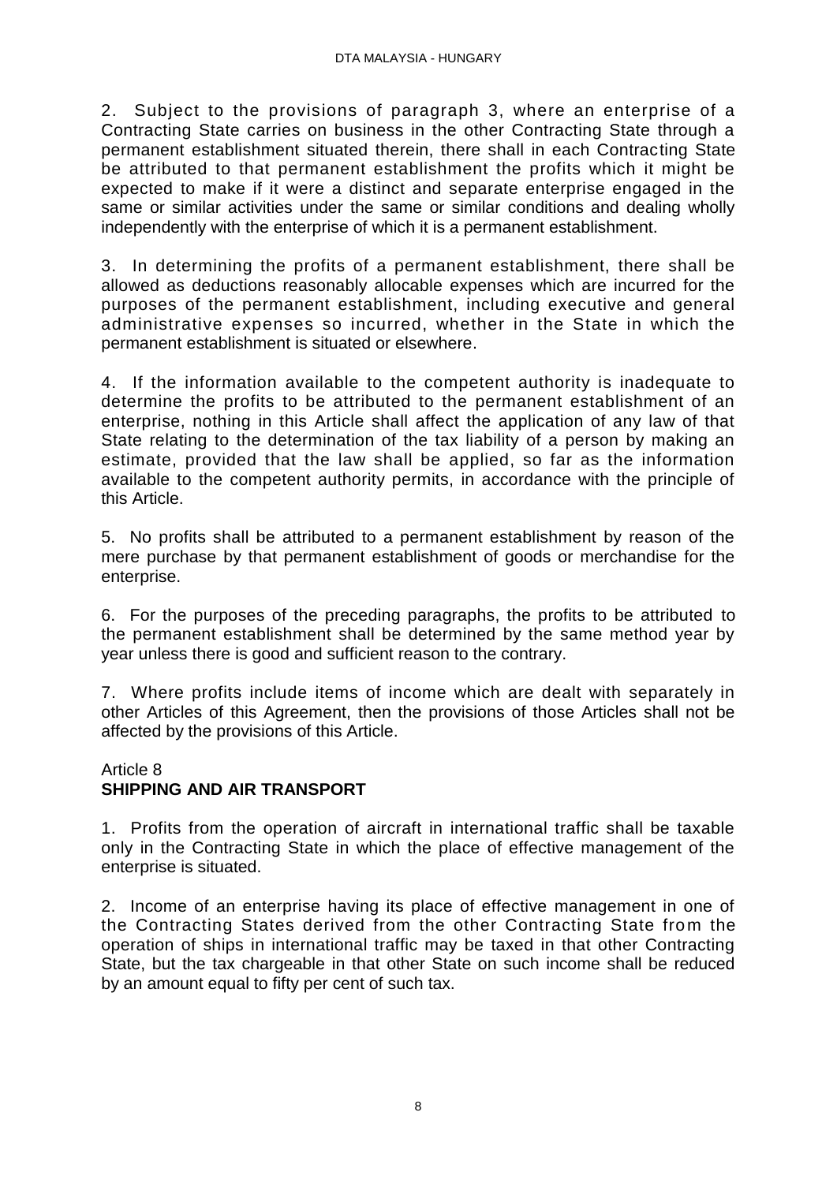2. Subject to the provisions of paragraph 3, where an enterprise of a Contracting State carries on business in the other Contracting State through a permanent establishment situated therein, there shall in each Contracting State be attributed to that permanent establishment the profits which it might be expected to make if it were a distinct and separate enterprise engaged in the same or similar activities under the same or similar conditions and dealing wholly independently with the enterprise of which it is a permanent establishment.

3. In determining the profits of a permanent establishment, there shall be allowed as deductions reasonably allocable expenses which are incurred for the purposes of the permanent establishment, including executive and general administrative expenses so incurred, whether in the State in which the permanent establishment is situated or elsewhere.

4. If the information available to the competent authority is inadequate to determine the profits to be attributed to the permanent establishment of an enterprise, nothing in this Article shall affect the application of any law of that State relating to the determination of the tax liability of a person by making an estimate, provided that the law shall be applied, so far as the information available to the competent authority permits, in accordance with the principle of this Article.

5. No profits shall be attributed to a permanent establishment by reason of the mere purchase by that permanent establishment of goods or merchandise for the enterprise.

6. For the purposes of the preceding paragraphs, the profits to be attributed to the permanent establishment shall be determined by the same method year by year unless there is good and sufficient reason to the contrary.

7. Where profits include items of income which are dealt with separately in other Articles of this Agreement, then the provisions of those Articles shall not be affected by the provisions of this Article.

## Article 8
**SHIPPING AND AIR TRANSPORT**

1. Profits from the operation of aircraft in international traffic shall be taxable only in the Contracting State in which the place of effective management of the enterprise is situated.

2. Income of an enterprise having its place of effective management in one of the Contracting States derived from the other Contracting State from the operation of ships in international traffic may be taxed in that other Contracting State, but the tax chargeable in that other State on such income shall be reduced by an amount equal to fifty per cent of such tax.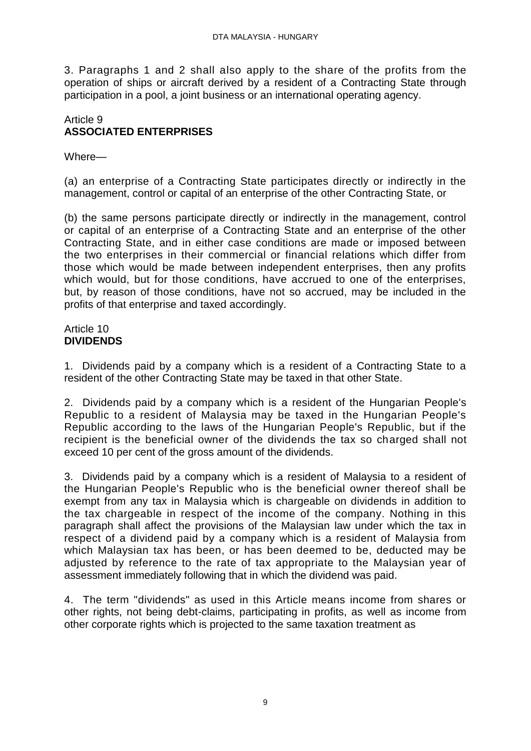3. Paragraphs 1 and 2 shall also apply to the share of the profits from the operation of ships or aircraft derived by a resident of a Contracting State through participation in a pool, a joint business or an international operating agency.

## Article 9
## **ASSOCIATED ENTERPRISES**

Where—

(a) an enterprise of a Contracting State participates directly or indirectly in the management, control or capital of an enterprise of the other Contracting State, or

(b) the same persons participate directly or indirectly in the management, control or capital of an enterprise of a Contracting State and an enterprise of the other Contracting State, and in either case conditions are made or imposed between the two enterprises in their commercial or financial relations which differ from those which would be made between independent enterprises, then any profits which would, but for those conditions, have accrued to one of the enterprises, but, by reason of those conditions, have not so accrued, may be included in the profits of that enterprise and taxed accordingly.

## Article 10
## **DIVIDENDS**

1. Dividends paid by a company which is a resident of a Contracting State to a resident of the other Contracting State may be taxed in that other State.

2. Dividends paid by a company which is a resident of the Hungarian People's Republic to a resident of Malaysia may be taxed in the Hungarian People's Republic according to the laws of the Hungarian People's Republic, but if the recipient is the beneficial owner of the dividends the tax so charged shall not exceed 10 per cent of the gross amount of the dividends.

3. Dividends paid by a company which is a resident of Malaysia to a resident of the Hungarian People's Republic who is the beneficial owner thereof shall be exempt from any tax in Malaysia which is chargeable on dividends in addition to the tax chargeable in respect of the income of the company. Nothing in this paragraph shall affect the provisions of the Malaysian law under which the tax in respect of a dividend paid by a company which is a resident of Malaysia from which Malaysian tax has been, or has been deemed to be, deducted may be adjusted by reference to the rate of tax appropriate to the Malaysian year of assessment immediately following that in which the dividend was paid.

4. The term "dividends" as used in this Article means income from shares or other rights, not being debt-claims, participating in profits, as well as income from other corporate rights which is projected to the same taxation treatment as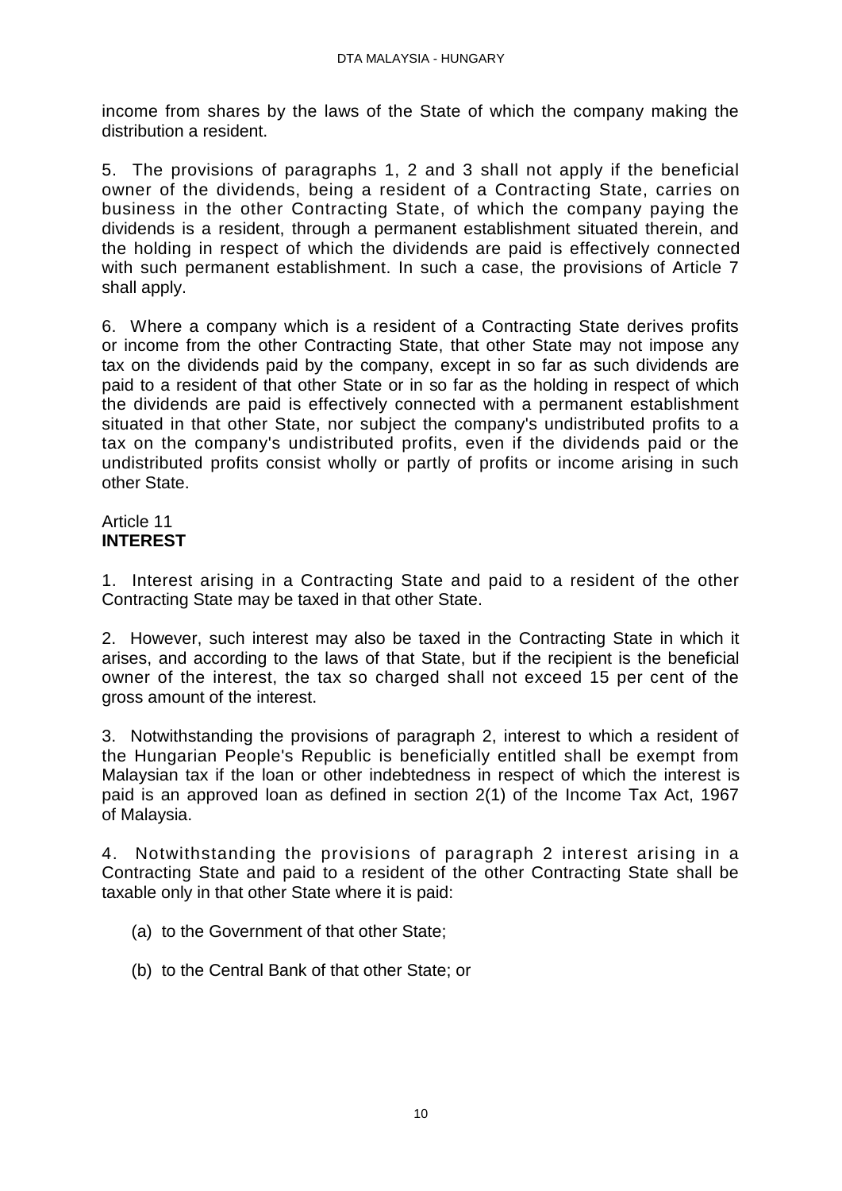income from shares by the laws of the State of which the company making the distribution a resident.

5. The provisions of paragraphs 1, 2 and 3 shall not apply if the beneficial owner of the dividends, being a resident of a Contracting State, carries on business in the other Contracting State, of which the company paying the dividends is a resident, through a permanent establishment situated therein, and the holding in respect of which the dividends are paid is effectively connected with such permanent establishment. In such a case, the provisions of Article 7 shall apply.

6. Where a company which is a resident of a Contracting State derives profits or income from the other Contracting State, that other State may not impose any tax on the dividends paid by the company, except in so far as such dividends are paid to a resident of that other State or in so far as the holding in respect of which the dividends are paid is effectively connected with a permanent establishment situated in that other State, nor subject the company's undistributed profits to a tax on the company's undistributed profits, even if the dividends paid or the undistributed profits consist wholly or partly of profits or income arising in such other State.

Article 11
**INTEREST**

1. Interest arising in a Contracting State and paid to a resident of the other Contracting State may be taxed in that other State.

2. However, such interest may also be taxed in the Contracting State in which it arises, and according to the laws of that State, but if the recipient is the beneficial owner of the interest, the tax so charged shall not exceed 15 per cent of the gross amount of the interest.

3. Notwithstanding the provisions of paragraph 2, interest to which a resident of the Hungarian People's Republic is beneficially entitled shall be exempt from Malaysian tax if the loan or other indebtedness in respect of which the interest is paid is an approved loan as defined in section 2(1) of the Income Tax Act, 1967 of Malaysia.

4. Notwithstanding the provisions of paragraph 2 interest arising in a Contracting State and paid to a resident of the other Contracting State shall be taxable only in that other State where it is paid:

(a) to the Government of that other State;

(b) to the Central Bank of that other State; or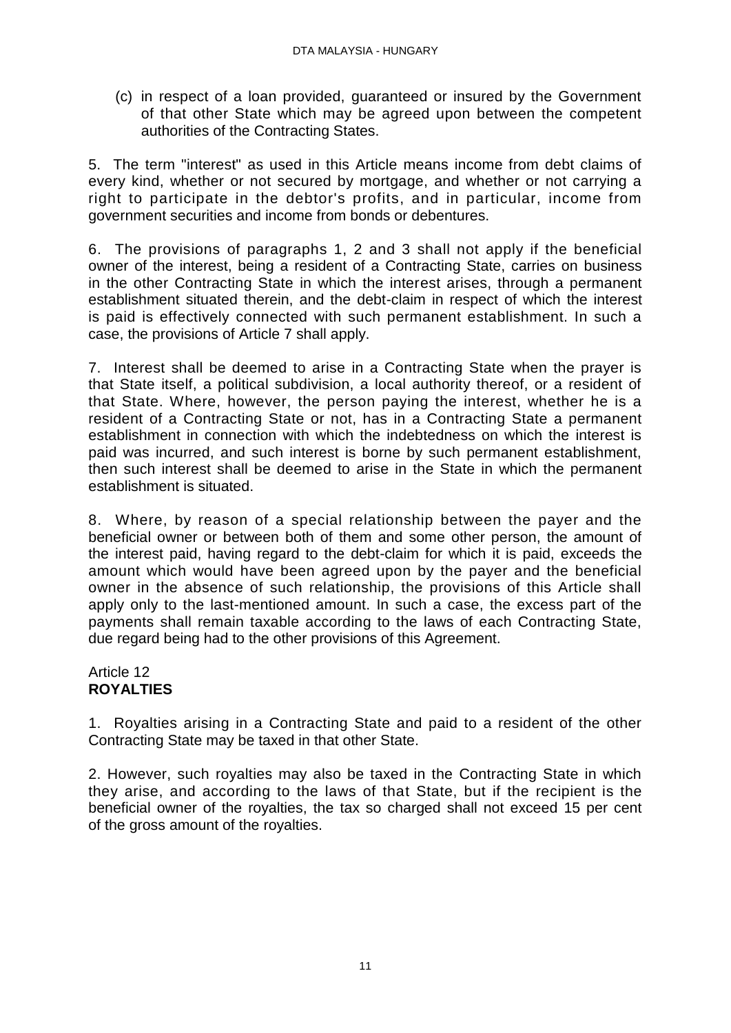(c) in respect of a loan provided, guaranteed or insured by the Government of that other State which may be agreed upon between the competent authorities of the Contracting States.

5. The term "interest" as used in this Article means income from debt claims of every kind, whether or not secured by mortgage, and whether or not carrying a right to participate in the debtor's profits, and in particular, income from government securities and income from bonds or debentures.

6. The provisions of paragraphs 1, 2 and 3 shall not apply if the beneficial owner of the interest, being a resident of a Contracting State, carries on business in the other Contracting State in which the interest arises, through a permanent establishment situated therein, and the debt-claim in respect of which the interest is paid is effectively connected with such permanent establishment. In such a case, the provisions of Article 7 shall apply.

7. Interest shall be deemed to arise in a Contracting State when the prayer is that State itself, a political subdivision, a local authority thereof, or a resident of that State. Where, however, the person paying the interest, whether he is a resident of a Contracting State or not, has in a Contracting State a permanent establishment in connection with which the indebtedness on which the interest is paid was incurred, and such interest is borne by such permanent establishment, then such interest shall be deemed to arise in the State in which the permanent establishment is situated.

8. Where, by reason of a special relationship between the payer and the beneficial owner or between both of them and some other person, the amount of the interest paid, having regard to the debt-claim for which it is paid, exceeds the amount which would have been agreed upon by the payer and the beneficial owner in the absence of such relationship, the provisions of this Article shall apply only to the last-mentioned amount. In such a case, the excess part of the payments shall remain taxable according to the laws of each Contracting State, due regard being had to the other provisions of this Agreement.

## Article 12
## **ROYALTIES**

1. Royalties arising in a Contracting State and paid to a resident of the other Contracting State may be taxed in that other State.

2. However, such royalties may also be taxed in the Contracting State in which they arise, and according to the laws of that State, but if the recipient is the beneficial owner of the royalties, the tax so charged shall not exceed 15 per cent of the gross amount of the royalties.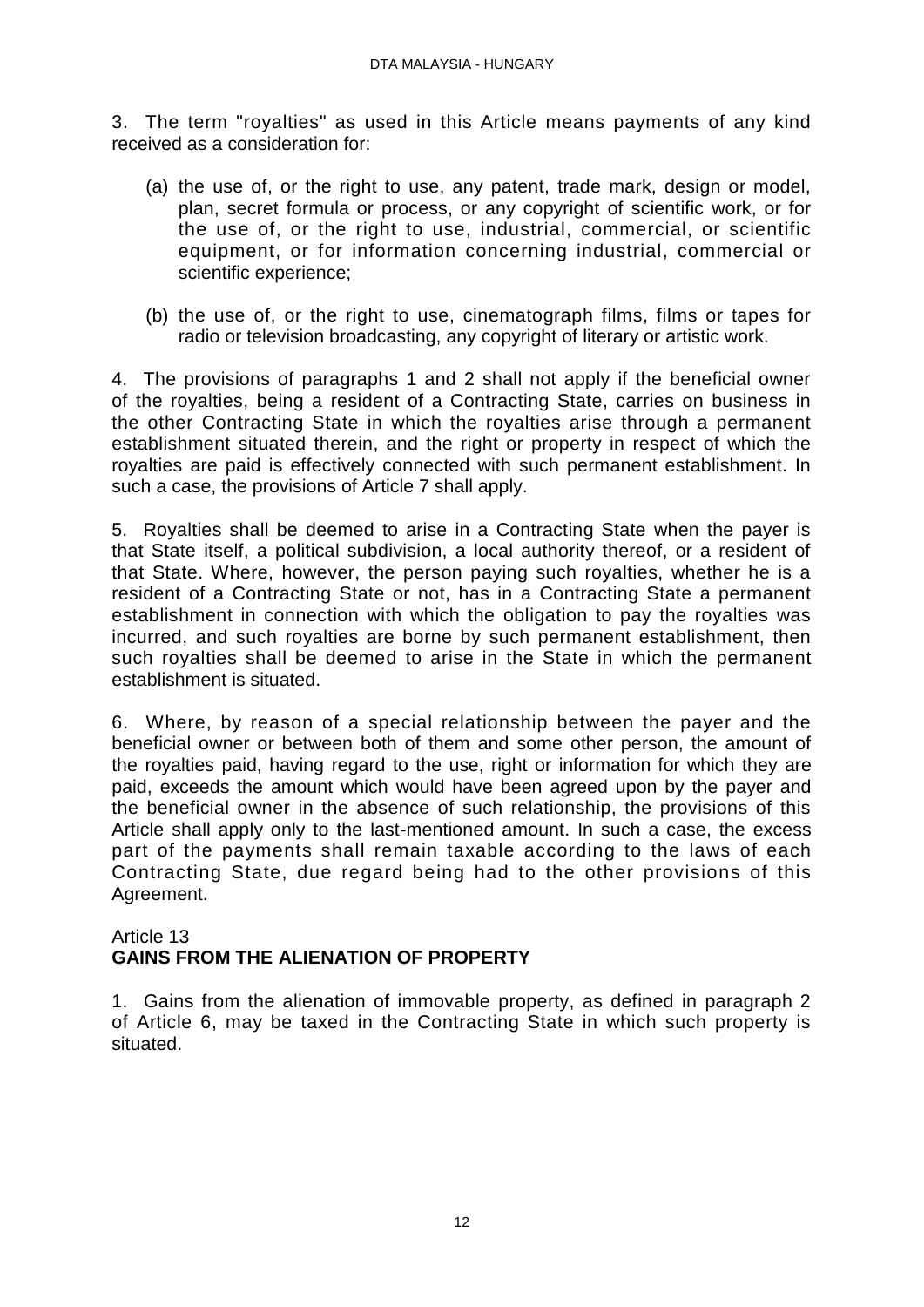3. The term "royalties" as used in this Article means payments of any kind received as a consideration for:

(a) the use of, or the right to use, any patent, trade mark, design or model, plan, secret formula or process, or any copyright of scientific work, or for the use of, or the right to use, industrial, commercial, or scientific equipment, or for information concerning industrial, commercial or scientific experience;

(b) the use of, or the right to use, cinematograph films, films or tapes for radio or television broadcasting, any copyright of literary or artistic work.

4. The provisions of paragraphs 1 and 2 shall not apply if the beneficial owner of the royalties, being a resident of a Contracting State, carries on business in the other Contracting State in which the royalties arise through a permanent establishment situated therein, and the right or property in respect of which the royalties are paid is effectively connected with such permanent establishment. In such a case, the provisions of Article 7 shall apply.

5. Royalties shall be deemed to arise in a Contracting State when the payer is that State itself, a political subdivision, a local authority thereof, or a resident of that State. Where, however, the person paying such royalties, whether he is a resident of a Contracting State or not, has in a Contracting State a permanent establishment in connection with which the obligation to pay the royalties was incurred, and such royalties are borne by such permanent establishment, then such royalties shall be deemed to arise in the State in which the permanent establishment is situated.

6. Where, by reason of a special relationship between the payer and the beneficial owner or between both of them and some other person, the amount of the royalties paid, having regard to the use, right or information for which they are paid, exceeds the amount which would have been agreed upon by the payer and the beneficial owner in the absence of such relationship, the provisions of this Article shall apply only to the last-mentioned amount. In such a case, the excess part of the payments shall remain taxable according to the laws of each Contracting State, due regard being had to the other provisions of this Agreement.

## Article 13
## GAINS FROM THE ALIENATION OF PROPERTY

1. Gains from the alienation of immovable property, as defined in paragraph 2 of Article 6, may be taxed in the Contracting State in which such property is situated.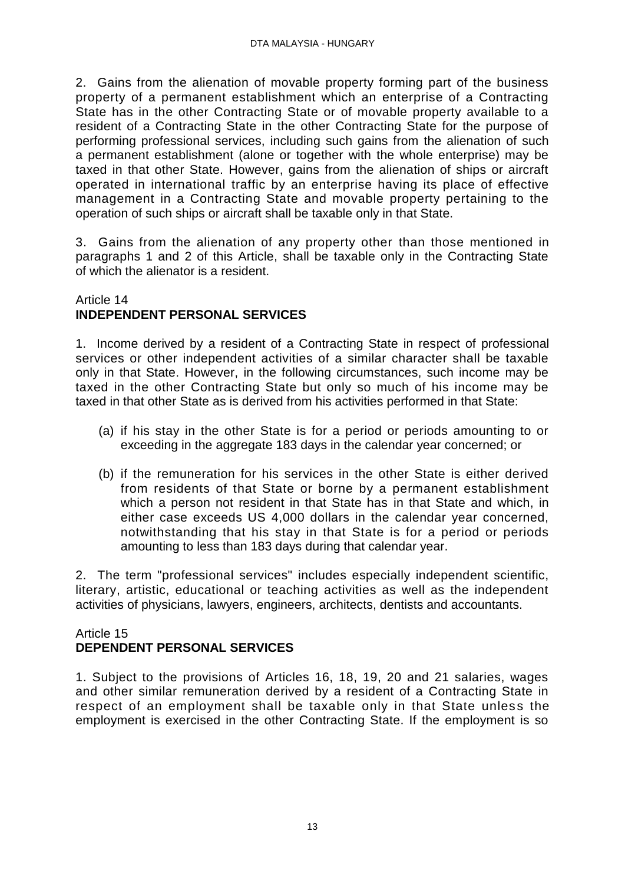2. Gains from the alienation of movable property forming part of the business property of a permanent establishment which an enterprise of a Contracting State has in the other Contracting State or of movable property available to a resident of a Contracting State in the other Contracting State for the purpose of performing professional services, including such gains from the alienation of such a permanent establishment (alone or together with the whole enterprise) may be taxed in that other State. However, gains from the alienation of ships or aircraft operated in international traffic by an enterprise having its place of effective management in a Contracting State and movable property pertaining to the operation of such ships or aircraft shall be taxable only in that State.

3. Gains from the alienation of any property other than those mentioned in paragraphs 1 and 2 of this Article, shall be taxable only in the Contracting State of which the alienator is a resident.

## Article 14
## INDEPENDENT PERSONAL SERVICES

1. Income derived by a resident of a Contracting State in respect of professional services or other independent activities of a similar character shall be taxable only in that State. However, in the following circumstances, such income may be taxed in the other Contracting State but only so much of his income may be taxed in that other State as is derived from his activities performed in that State:

(a) if his stay in the other State is for a period or periods amounting to or exceeding in the aggregate 183 days in the calendar year concerned; or

(b) if the remuneration for his services in the other State is either derived from residents of that State or borne by a permanent establishment which a person not resident in that State has in that State and which, in either case exceeds US 4,000 dollars in the calendar year concerned, notwithstanding that his stay in that State is for a period or periods amounting to less than 183 days during that calendar year.

2. The term "professional services" includes especially independent scientific, literary, artistic, educational or teaching activities as well as the independent activities of physicians, lawyers, engineers, architects, dentists and accountants.

## Article 15
## DEPENDENT PERSONAL SERVICES

1. Subject to the provisions of Articles 16, 18, 19, 20 and 21 salaries, wages and other similar remuneration derived by a resident of a Contracting State in respect of an employment shall be taxable only in that State unless the employment is exercised in the other Contracting State. If the employment is so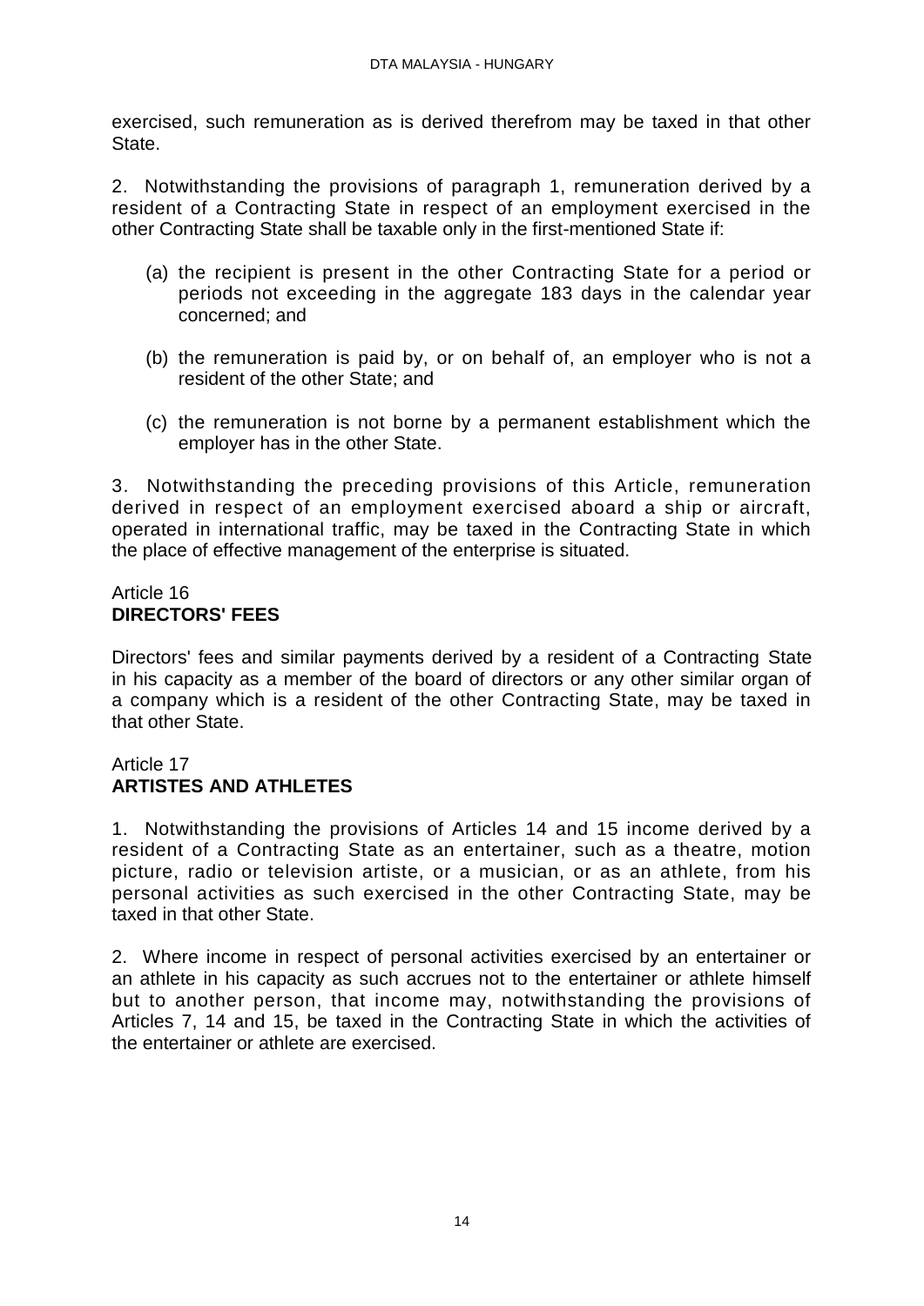exercised, such remuneration as is derived therefrom may be taxed in that other State.

2. Notwithstanding the provisions of paragraph 1, remuneration derived by a resident of a Contracting State in respect of an employment exercised in the other Contracting State shall be taxable only in the first-mentioned State if:

(a) the recipient is present in the other Contracting State for a period or periods not exceeding in the aggregate 183 days in the calendar year concerned; and

(b) the remuneration is paid by, or on behalf of, an employer who is not a resident of the other State; and

(c) the remuneration is not borne by a permanent establishment which the employer has in the other State.

3. Notwithstanding the preceding provisions of this Article, remuneration derived in respect of an employment exercised aboard a ship or aircraft, operated in international traffic, may be taxed in the Contracting State in which the place of effective management of the enterprise is situated.

Article 16
**DIRECTORS' FEES**

Directors' fees and similar payments derived by a resident of a Contracting State in his capacity as a member of the board of directors or any other similar organ of a company which is a resident of the other Contracting State, may be taxed in that other State.

Article 17
**ARTISTES AND ATHLETES**

1. Notwithstanding the provisions of Articles 14 and 15 income derived by a resident of a Contracting State as an entertainer, such as a theatre, motion picture, radio or television artiste, or a musician, or as an athlete, from his personal activities as such exercised in the other Contracting State, may be taxed in that other State.

2. Where income in respect of personal activities exercised by an entertainer or an athlete in his capacity as such accrues not to the entertainer or athlete himself but to another person, that income may, notwithstanding the provisions of Articles 7, 14 and 15, be taxed in the Contracting State in which the activities of the entertainer or athlete are exercised.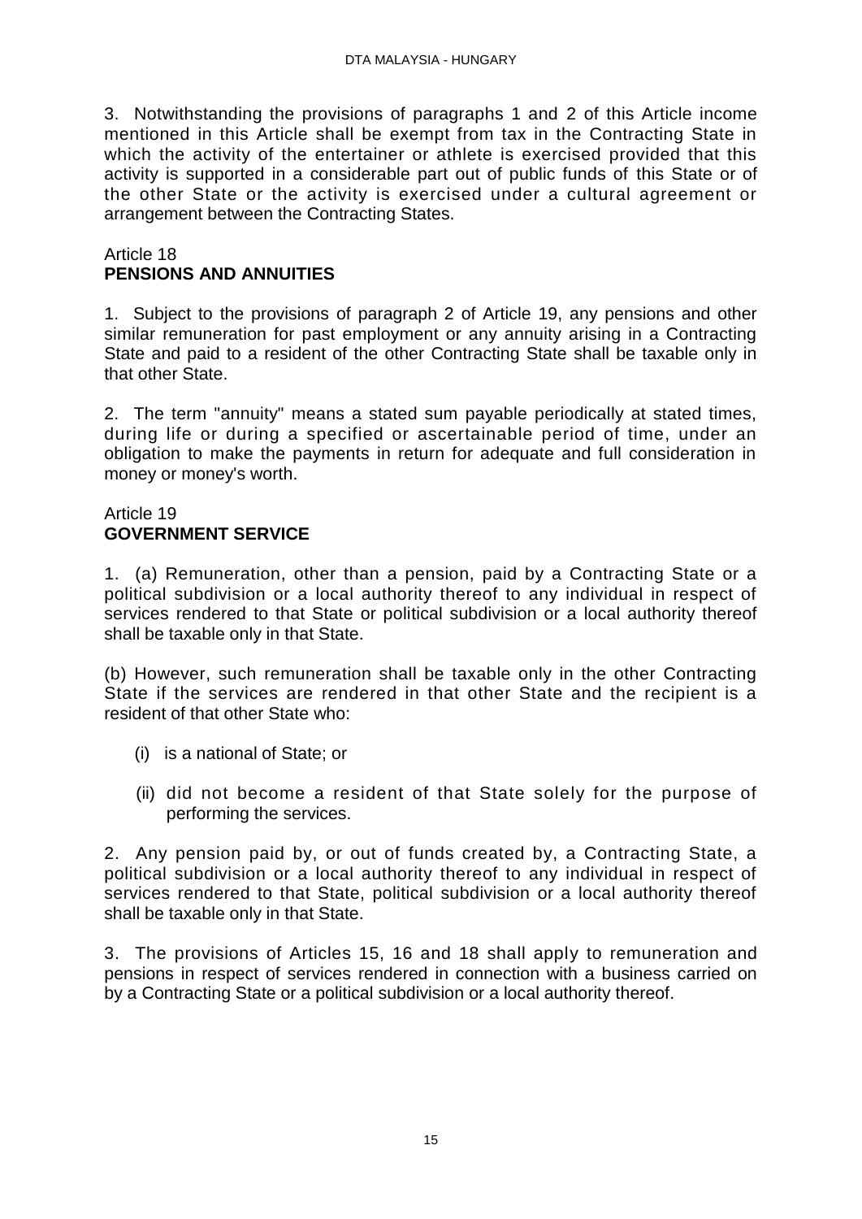3. Notwithstanding the provisions of paragraphs 1 and 2 of this Article income mentioned in this Article shall be exempt from tax in the Contracting State in which the activity of the entertainer or athlete is exercised provided that this activity is supported in a considerable part out of public funds of this State or of the other State or the activity is exercised under a cultural agreement or arrangement between the Contracting States.

## Article 18
## PENSIONS AND ANNUITIES

1. Subject to the provisions of paragraph 2 of Article 19, any pensions and other similar remuneration for past employment or any annuity arising in a Contracting State and paid to a resident of the other Contracting State shall be taxable only in that other State.

2. The term "annuity" means a stated sum payable periodically at stated times, during life or during a specified or ascertainable period of time, under an obligation to make the payments in return for adequate and full consideration in money or money's worth.

## Article 19
## GOVERNMENT SERVICE

1. (a) Remuneration, other than a pension, paid by a Contracting State or a political subdivision or a local authority thereof to any individual in respect of services rendered to that State or political subdivision or a local authority thereof shall be taxable only in that State.

(b) However, such remuneration shall be taxable only in the other Contracting State if the services are rendered in that other State and the recipient is a resident of that other State who:

- (i) is a national of State; or
- (ii) did not become a resident of that State solely for the purpose of performing the services.

2. Any pension paid by, or out of funds created by, a Contracting State, a political subdivision or a local authority thereof to any individual in respect of services rendered to that State, political subdivision or a local authority thereof shall be taxable only in that State.

3. The provisions of Articles 15, 16 and 18 shall apply to remuneration and pensions in respect of services rendered in connection with a business carried on by a Contracting State or a political subdivision or a local authority thereof.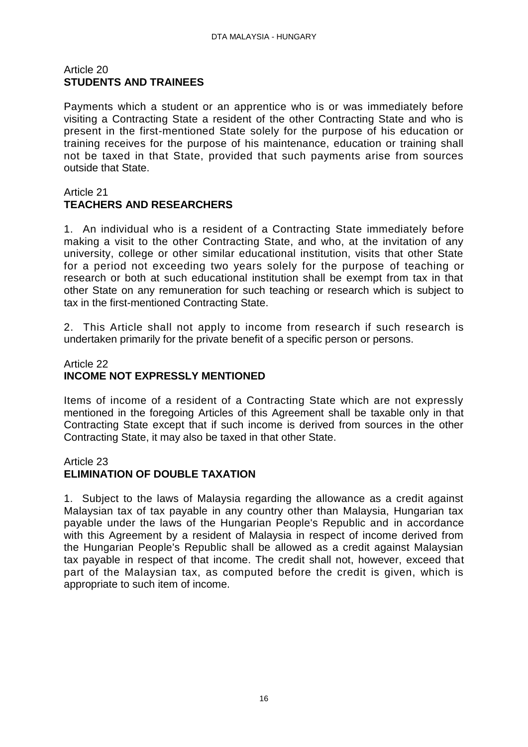Article 20
**STUDENTS AND TRAINEES**

Payments which a student or an apprentice who is or was immediately before visiting a Contracting State a resident of the other Contracting State and who is present in the first-mentioned State solely for the purpose of his education or training receives for the purpose of his maintenance, education or training shall not be taxed in that State, provided that such payments arise from sources outside that State.

Article 21
**TEACHERS AND RESEARCHERS**

1. An individual who is a resident of a Contracting State immediately before making a visit to the other Contracting State, and who, at the invitation of any university, college or other similar educational institution, visits that other State for a period not exceeding two years solely for the purpose of teaching or research or both at such educational institution shall be exempt from tax in that other State on any remuneration for such teaching or research which is subject to tax in the first-mentioned Contracting State.

2. This Article shall not apply to income from research if such research is undertaken primarily for the private benefit of a specific person or persons.

Article 22
**INCOME NOT EXPRESSLY MENTIONED**

Items of income of a resident of a Contracting State which are not expressly mentioned in the foregoing Articles of this Agreement shall be taxable only in that Contracting State except that if such income is derived from sources in the other Contracting State, it may also be taxed in that other State.

Article 23
**ELIMINATION OF DOUBLE TAXATION**

1. Subject to the laws of Malaysia regarding the allowance as a credit against Malaysian tax of tax payable in any country other than Malaysia, Hungarian tax payable under the laws of the Hungarian People's Republic and in accordance with this Agreement by a resident of Malaysia in respect of income derived from the Hungarian People's Republic shall be allowed as a credit against Malaysian tax payable in respect of that income. The credit shall not, however, exceed that part of the Malaysian tax, as computed before the credit is given, which is appropriate to such item of income.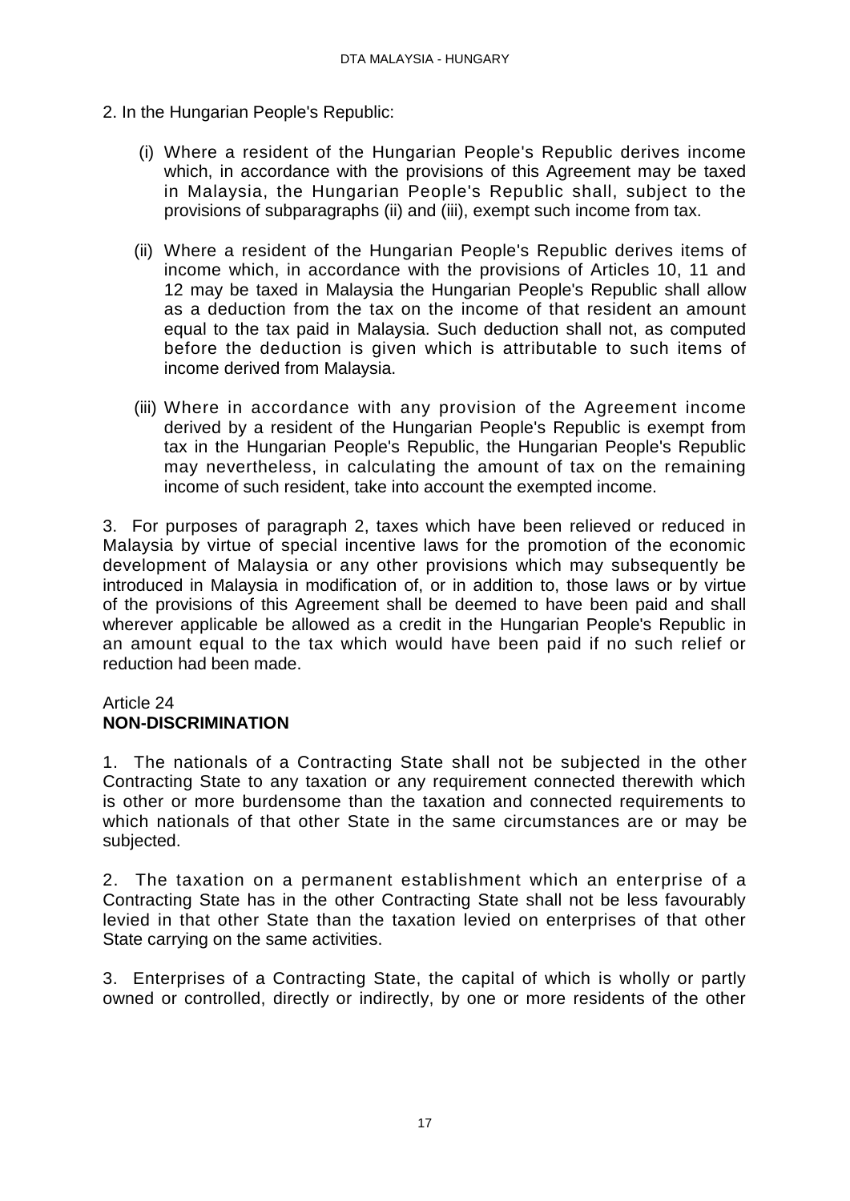2. In the Hungarian People's Republic:

(i) Where a resident of the Hungarian People's Republic derives income which, in accordance with the provisions of this Agreement may be taxed in Malaysia, the Hungarian People's Republic shall, subject to the provisions of subparagraphs (ii) and (iii), exempt such income from tax.

(ii) Where a resident of the Hungarian People's Republic derives items of income which, in accordance with the provisions of Articles 10, 11 and 12 may be taxed in Malaysia the Hungarian People's Republic shall allow as a deduction from the tax on the income of that resident an amount equal to the tax paid in Malaysia. Such deduction shall not, as computed before the deduction is given which is attributable to such items of income derived from Malaysia.

(iii) Where in accordance with any provision of the Agreement income derived by a resident of the Hungarian People's Republic is exempt from tax in the Hungarian People's Republic, the Hungarian People's Republic may nevertheless, in calculating the amount of tax on the remaining income of such resident, take into account the exempted income.

3. For purposes of paragraph 2, taxes which have been relieved or reduced in Malaysia by virtue of special incentive laws for the promotion of the economic development of Malaysia or any other provisions which may subsequently be introduced in Malaysia in modification of, or in addition to, those laws or by virtue of the provisions of this Agreement shall be deemed to have been paid and shall wherever applicable be allowed as a credit in the Hungarian People's Republic in an amount equal to the tax which would have been paid if no such relief or reduction had been made.

Article 24
**NON-DISCRIMINATION**

1. The nationals of a Contracting State shall not be subjected in the other Contracting State to any taxation or any requirement connected therewith which is other or more burdensome than the taxation and connected requirements to which nationals of that other State in the same circumstances are or may be subjected.

2. The taxation on a permanent establishment which an enterprise of a Contracting State has in the other Contracting State shall not be less favourably levied in that other State than the taxation levied on enterprises of that other State carrying on the same activities.

3. Enterprises of a Contracting State, the capital of which is wholly or partly owned or controlled, directly or indirectly, by one or more residents of the other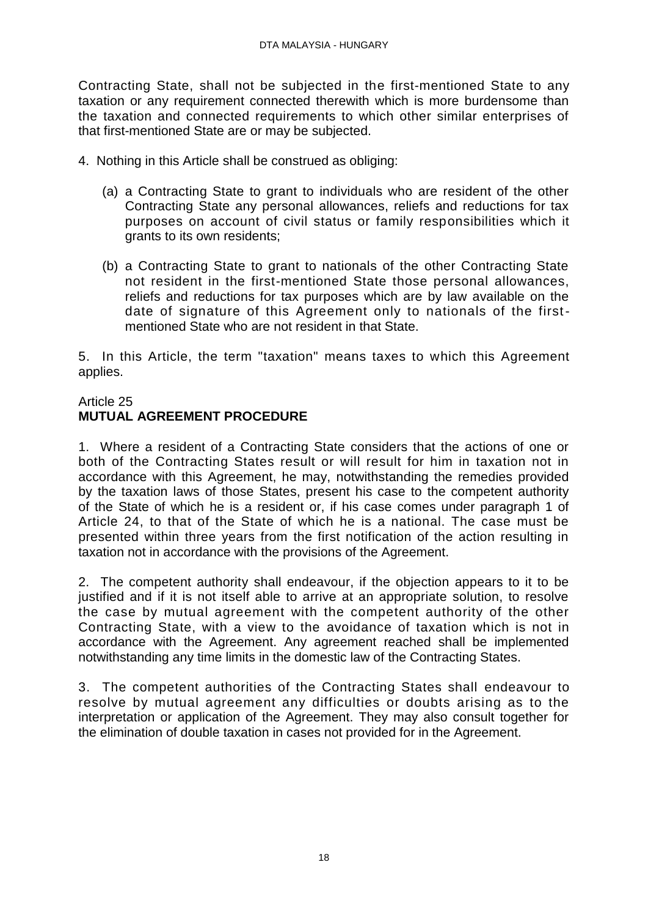Contracting State, shall not be subjected in the first-mentioned State to any taxation or any requirement connected therewith which is more burdensome than the taxation and connected requirements to which other similar enterprises of that first-mentioned State are or may be subjected.

4. Nothing in this Article shall be construed as obliging:

(a) a Contracting State to grant to individuals who are resident of the other Contracting State any personal allowances, reliefs and reductions for tax purposes on account of civil status or family responsibilities which it grants to its own residents;

(b) a Contracting State to grant to nationals of the other Contracting State not resident in the first-mentioned State those personal allowances, reliefs and reductions for tax purposes which are by law available on the date of signature of this Agreement only to nationals of the first-mentioned State who are not resident in that State.

5. In this Article, the term "taxation" means taxes to which this Agreement applies.

## Article 25
## **MUTUAL AGREEMENT PROCEDURE**

1. Where a resident of a Contracting State considers that the actions of one or both of the Contracting States result or will result for him in taxation not in accordance with this Agreement, he may, notwithstanding the remedies provided by the taxation laws of those States, present his case to the competent authority of the State of which he is a resident or, if his case comes under paragraph 1 of Article 24, to that of the State of which he is a national. The case must be presented within three years from the first notification of the action resulting in taxation not in accordance with the provisions of the Agreement.

2. The competent authority shall endeavour, if the objection appears to it to be justified and if it is not itself able to arrive at an appropriate solution, to resolve the case by mutual agreement with the competent authority of the other Contracting State, with a view to the avoidance of taxation which is not in accordance with the Agreement. Any agreement reached shall be implemented notwithstanding any time limits in the domestic law of the Contracting States.

3. The competent authorities of the Contracting States shall endeavour to resolve by mutual agreement any difficulties or doubts arising as to the interpretation or application of the Agreement. They may also consult together for the elimination of double taxation in cases not provided for in the Agreement.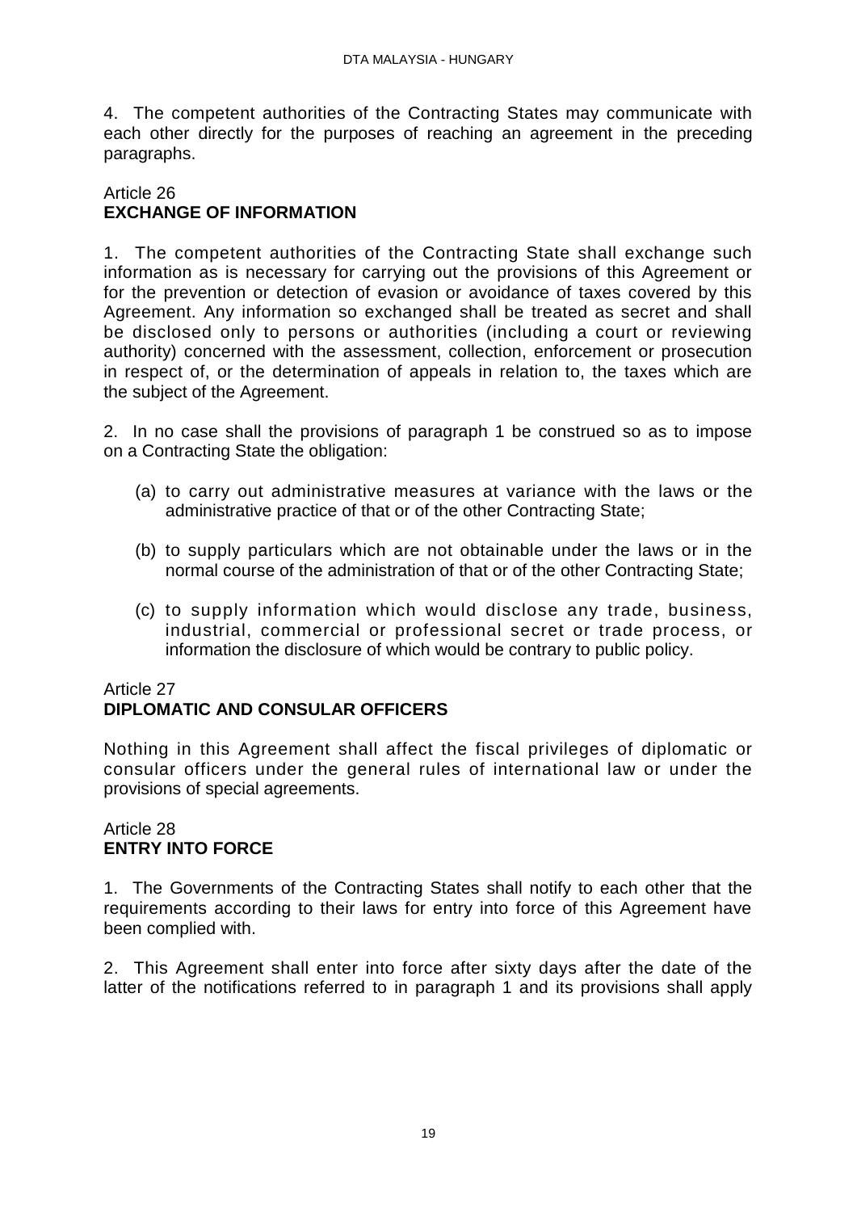4. The competent authorities of the Contracting States may communicate with each other directly for the purposes of reaching an agreement in the preceding paragraphs.

Article 26
**EXCHANGE OF INFORMATION**

1. The competent authorities of the Contracting State shall exchange such information as is necessary for carrying out the provisions of this Agreement or for the prevention or detection of evasion or avoidance of taxes covered by this Agreement. Any information so exchanged shall be treated as secret and shall be disclosed only to persons or authorities (including a court or reviewing authority) concerned with the assessment, collection, enforcement or prosecution in respect of, or the determination of appeals in relation to, the taxes which are the subject of the Agreement.

2. In no case shall the provisions of paragraph 1 be construed so as to impose on a Contracting State the obligation:

(a) to carry out administrative measures at variance with the laws or the administrative practice of that or of the other Contracting State;

(b) to supply particulars which are not obtainable under the laws or in the normal course of the administration of that or of the other Contracting State;

(c) to supply information which would disclose any trade, business, industrial, commercial or professional secret or trade process, or information the disclosure of which would be contrary to public policy.

Article 27
**DIPLOMATIC AND CONSULAR OFFICERS**

Nothing in this Agreement shall affect the fiscal privileges of diplomatic or consular officers under the general rules of international law or under the provisions of special agreements.

Article 28
**ENTRY INTO FORCE**

1. The Governments of the Contracting States shall notify to each other that the requirements according to their laws for entry into force of this Agreement have been complied with.

2. This Agreement shall enter into force after sixty days after the date of the latter of the notifications referred to in paragraph 1 and its provisions shall apply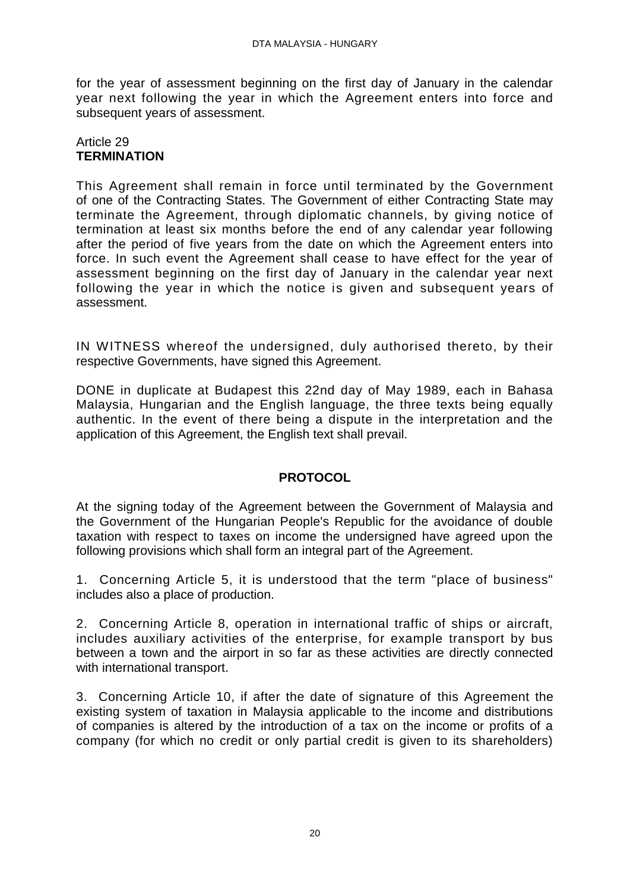for the year of assessment beginning on the first day of January in the calendar year next following the year in which the Agreement enters into force and subsequent years of assessment.

Article 29
**TERMINATION**

This Agreement shall remain in force until terminated by the Government of one of the Contracting States. The Government of either Contracting State may terminate the Agreement, through diplomatic channels, by giving notice of termination at least six months before the end of any calendar year following after the period of five years from the date on which the Agreement enters into force. In such event the Agreement shall cease to have effect for the year of assessment beginning on the first day of January in the calendar year next following the year in which the notice is given and subsequent years of assessment.

IN WITNESS whereof the undersigned, duly authorised thereto, by their respective Governments, have signed this Agreement.

DONE in duplicate at Budapest this 22nd day of May 1989, each in Bahasa Malaysia, Hungarian and the English language, the three texts being equally authentic. In the event of there being a dispute in the interpretation and the application of this Agreement, the English text shall prevail.

## PROTOCOL

At the signing today of the Agreement between the Government of Malaysia and the Government of the Hungarian People's Republic for the avoidance of double taxation with respect to taxes on income the undersigned have agreed upon the following provisions which shall form an integral part of the Agreement.

1. Concerning Article 5, it is understood that the term "place of business" includes also a place of production.

2. Concerning Article 8, operation in international traffic of ships or aircraft, includes auxiliary activities of the enterprise, for example transport by bus between a town and the airport in so far as these activities are directly connected with international transport.

3. Concerning Article 10, if after the date of signature of this Agreement the existing system of taxation in Malaysia applicable to the income and distributions of companies is altered by the introduction of a tax on the income or profits of a company (for which no credit or only partial credit is given to its shareholders)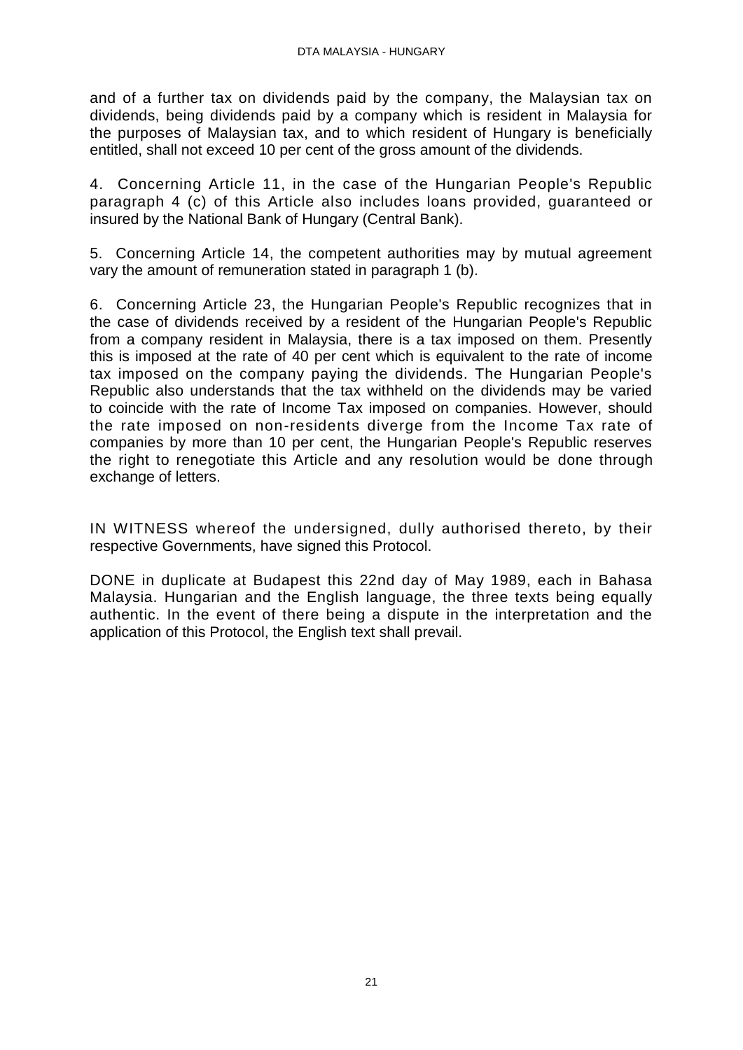and of a further tax on dividends paid by the company, the Malaysian tax on dividends, being dividends paid by a company which is resident in Malaysia for the purposes of Malaysian tax, and to which resident of Hungary is beneficially entitled, shall not exceed 10 per cent of the gross amount of the dividends.

4. Concerning Article 11, in the case of the Hungarian People's Republic paragraph 4 (c) of this Article also includes loans provided, guaranteed or insured by the National Bank of Hungary (Central Bank).

5. Concerning Article 14, the competent authorities may by mutual agreement vary the amount of remuneration stated in paragraph 1 (b).

6. Concerning Article 23, the Hungarian People's Republic recognizes that in the case of dividends received by a resident of the Hungarian People's Republic from a company resident in Malaysia, there is a tax imposed on them. Presently this is imposed at the rate of 40 per cent which is equivalent to the rate of income tax imposed on the company paying the dividends. The Hungarian People's Republic also understands that the tax withheld on the dividends may be varied to coincide with the rate of Income Tax imposed on companies. However, should the rate imposed on non-residents diverge from the Income Tax rate of companies by more than 10 per cent, the Hungarian People's Republic reserves the right to renegotiate this Article and any resolution would be done through exchange of letters.

IN WITNESS whereof the undersigned, dully authorised thereto, by their respective Governments, have signed this Protocol.

DONE in duplicate at Budapest this 22nd day of May 1989, each in Bahasa Malaysia. Hungarian and the English language, the three texts being equally authentic. In the event of there being a dispute in the interpretation and the application of this Protocol, the English text shall prevail.